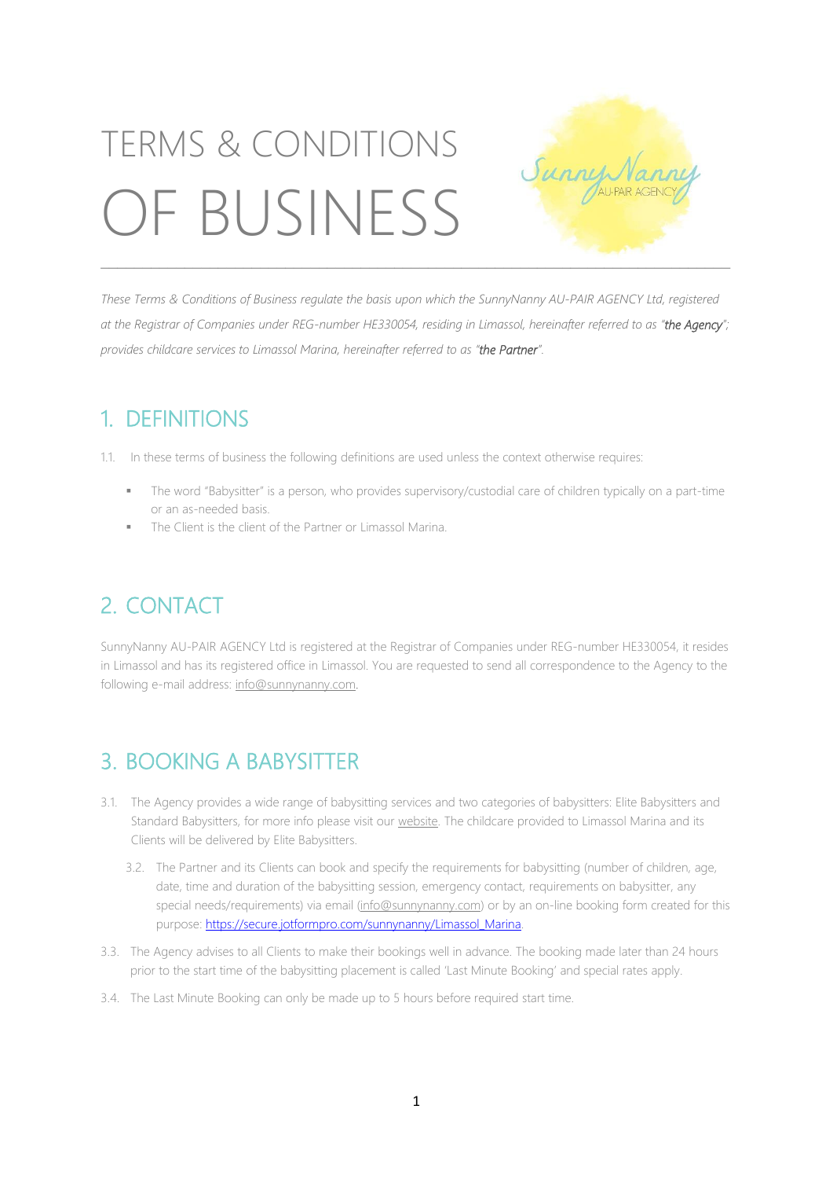# TERMS & CONDITIONS OF BUSINESS

*These Terms & Conditions of Business regulate the basis upon which the SunnyNanny AU-PAIR AGENCY Ltd, registered at the Registrar of Companies under REG-number HE330054, residing in Limassol, hereinafter referred to as "**the Agency**"; provides childcare services to Limassol Marina, hereinafter referred to as "**the Partner**".*

## 1. DEFINITIONS

1.1. In these terms of business the following definitions are used unless the context otherwise requires:

- The word "Babysitter" is a person, who provides supervisory/custodial care of children typically on a part-time or an as-needed basis.
- The Client is the client of the Partner or Limassol Marina.

## 2. CONTACT

SunnyNanny AU-PAIR AGENCY Ltd is registered at the Registrar of Companies under REG-number HE330054, it resides in Limassol and has its registered office in Limassol. You are requested to send all correspondence to the Agency to the following e-mail address: info@sunnynanny.com.

## 3. BOOKING A BABYSITTER

3.1. The Agency provides a wide range of babysitting services and two categories of babysitters: Elite Babysitters and Standard Babysitters, for more info please visit our website. The childcare provided to Limassol Marina and its Clients will be delivered by Elite Babysitters.

3.2. The Partner and its Clients can book and specify the requirements for babysitting (number of children, age, date, time and duration of the babysitting session, emergency contact, requirements on babysitter, any special needs/requirements) via email (info@sunnynanny.com) or by an on-line booking form created for this purpose: https://secure.jotformpro.com/sunnynanny/Limassol_Marina.

3.3. The Agency advises to all Clients to make their bookings well in advance. The booking made later than 24 hours prior to the start time of the babysitting placement is called 'Last Minute Booking' and special rates apply.

3.4. The Last Minute Booking can only be made up to 5 hours before required start time.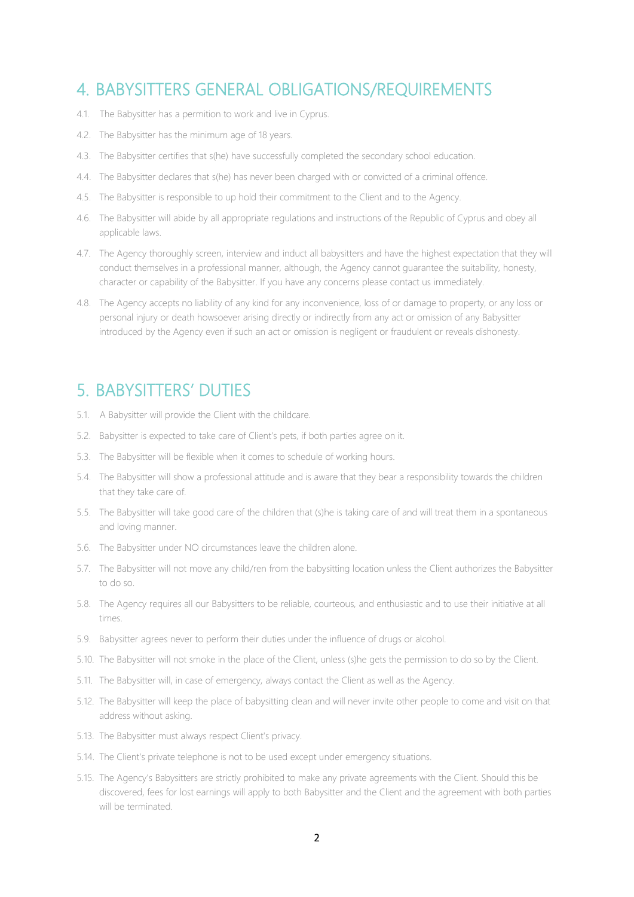## 4. BABYSITTERS GENERAL OBLIGATIONS/REQUIREMENTS

4.1. The Babysitter has a permition to work and live in Cyprus.

4.2. The Babysitter has the minimum age of 18 years.

4.3. The Babysitter certifies that s(he) have successfully completed the secondary school education.

4.4. The Babysitter declares that s(he) has never been charged with or convicted of a criminal offence.

4.5. The Babysitter is responsible to up hold their commitment to the Client and to the Agency.

4.6. The Babysitter will abide by all appropriate regulations and instructions of the Republic of Cyprus and obey all applicable laws.

4.7. The Agency thoroughly screen, interview and induct all babysitters and have the highest expectation that they will conduct themselves in a professional manner, although, the Agency cannot guarantee the suitability, honesty, character or capability of the Babysitter. If you have any concerns please contact us immediately.

4.8. The Agency accepts no liability of any kind for any inconvenience, loss of or damage to property, or any loss or personal injury or death howsoever arising directly or indirectly from any act or omission of any Babysitter introduced by the Agency even if such an act or omission is negligent or fraudulent or reveals dishonesty.

## 5. BABYSITTERS' DUTIES

5.1. A Babysitter will provide the Client with the childcare.

5.2. Babysitter is expected to take care of Client's pets, if both parties agree on it.

5.3. The Babysitter will be flexible when it comes to schedule of working hours.

5.4. The Babysitter will show a professional attitude and is aware that they bear a responsibility towards the children that they take care of.

5.5. The Babysitter will take good care of the children that (s)he is taking care of and will treat them in a spontaneous and loving manner.

5.6. The Babysitter under NO circumstances leave the children alone.

5.7. The Babysitter will not move any child/ren from the babysitting location unless the Client authorizes the Babysitter to do so.

5.8. The Agency requires all our Babysitters to be reliable, courteous, and enthusiastic and to use their initiative at all times.

5.9. Babysitter agrees never to perform their duties under the influence of drugs or alcohol.

5.10. The Babysitter will not smoke in the place of the Client, unless (s)he gets the permission to do so by the Client.

5.11. The Babysitter will, in case of emergency, always contact the Client as well as the Agency.

5.12. The Babysitter will keep the place of babysitting clean and will never invite other people to come and visit on that address without asking.

5.13. The Babysitter must always respect Client's privacy.

5.14. The Client's private telephone is not to be used except under emergency situations.

5.15. The Agency's Babysitters are strictly prohibited to make any private agreements with the Client. Should this be discovered, fees for lost earnings will apply to both Babysitter and the Client and the agreement with both parties will be terminated.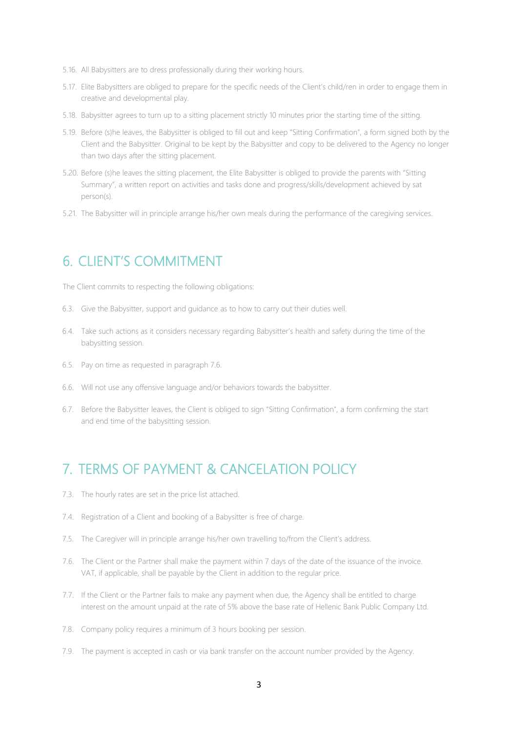5.16. All Babysitters are to dress professionally during their working hours.

5.17. Elite Babysitters are obliged to prepare for the specific needs of the Client's child/ren in order to engage them in creative and developmental play.

5.18. Babysitter agrees to turn up to a sitting placement strictly 10 minutes prior the starting time of the sitting.

5.19. Before (s)he leaves, the Babysitter is obliged to fill out and keep "Sitting Confirmation", a form signed both by the Client and the Babysitter. Original to be kept by the Babysitter and copy to be delivered to the Agency no longer than two days after the sitting placement.

5.20. Before (s)he leaves the sitting placement, the Elite Babysitter is obliged to provide the parents with "Sitting Summary", a written report on activities and tasks done and progress/skills/development achieved by sat person(s).

5.21. The Babysitter will in principle arrange his/her own meals during the performance of the caregiving services.

## 6. CLIENT'S COMMITMENT

The Client commits to respecting the following obligations:

6.3. Give the Babysitter, support and guidance as to how to carry out their duties well.

6.4. Take such actions as it considers necessary regarding Babysitter's health and safety during the time of the babysitting session.

6.5. Pay on time as requested in paragraph 7.6.

6.6. Will not use any offensive language and/or behaviors towards the babysitter.

6.7. Before the Babysitter leaves, the Client is obliged to sign "Sitting Confirmation", a form confirming the start and end time of the babysitting session.

## 7. TERMS OF PAYMENT & CANCELATION POLICY

7.3. The hourly rates are set in the price list attached.

7.4. Registration of a Client and booking of a Babysitter is free of charge.

7.5. The Caregiver will in principle arrange his/her own travelling to/from the Client's address.

7.6. The Client or the Partner shall make the payment within 7 days of the date of the issuance of the invoice. VAT, if applicable, shall be payable by the Client in addition to the regular price.

7.7. If the Client or the Partner fails to make any payment when due, the Agency shall be entitled to charge interest on the amount unpaid at the rate of 5% above the base rate of Hellenic Bank Public Company Ltd.

7.8. Company policy requires a minimum of 3 hours booking per session.

7.9. The payment is accepted in cash or via bank transfer on the account number provided by the Agency.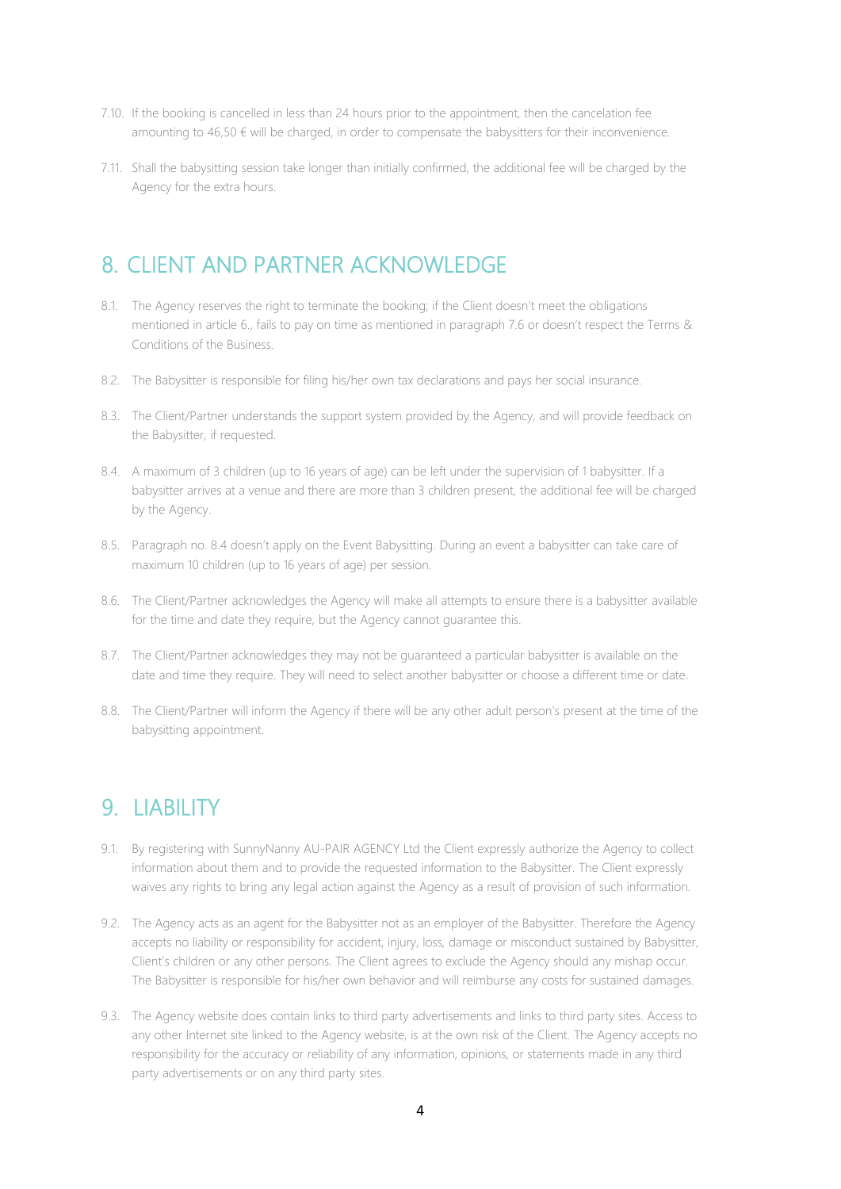7.10. If the booking is cancelled in less than 24 hours prior to the appointment, then the cancelation fee amounting to 46,50 € will be charged, in order to compensate the babysitters for their inconvenience.

7.11. Shall the babysitting session take longer than initially confirmed, the additional fee will be charged by the Agency for the extra hours.

## 8. CLIENT AND PARTNER ACKNOWLEDGE

8.1. The Agency reserves the right to terminate the booking; if the Client doesn't meet the obligations mentioned in article 6., fails to pay on time as mentioned in paragraph 7.6 or doesn't respect the Terms & Conditions of the Business.

8.2. The Babysitter is responsible for filing his/her own tax declarations and pays her social insurance.

8.3. The Client/Partner understands the support system provided by the Agency, and will provide feedback on the Babysitter, if requested.

8.4. A maximum of 3 children (up to 16 years of age) can be left under the supervision of 1 babysitter. If a babysitter arrives at a venue and there are more than 3 children present, the additional fee will be charged by the Agency.

8.5. Paragraph no. 8.4 doesn't apply on the Event Babysitting. During an event a babysitter can take care of maximum 10 children (up to 16 years of age) per session.

8.6. The Client/Partner acknowledges the Agency will make all attempts to ensure there is a babysitter available for the time and date they require, but the Agency cannot guarantee this.

8.7. The Client/Partner acknowledges they may not be guaranteed a particular babysitter is available on the date and time they require. They will need to select another babysitter or choose a different time or date.

8.8. The Client/Partner will inform the Agency if there will be any other adult person's present at the time of the babysitting appointment.

## 9. LIABILITY

9.1. By registering with SunnyNanny AU-PAIR AGENCY Ltd the Client expressly authorize the Agency to collect information about them and to provide the requested information to the Babysitter. The Client expressly waives any rights to bring any legal action against the Agency as a result of provision of such information.

9.2. The Agency acts as an agent for the Babysitter not as an employer of the Babysitter. Therefore the Agency accepts no liability or responsibility for accident, injury, loss, damage or misconduct sustained by Babysitter, Client's children or any other persons. The Client agrees to exclude the Agency should any mishap occur. The Babysitter is responsible for his/her own behavior and will reimburse any costs for sustained damages.

9.3. The Agency website does contain links to third party advertisements and links to third party sites. Access to any other Internet site linked to the Agency website, is at the own risk of the Client. The Agency accepts no responsibility for the accuracy or reliability of any information, opinions, or statements made in any third party advertisements or on any third party sites.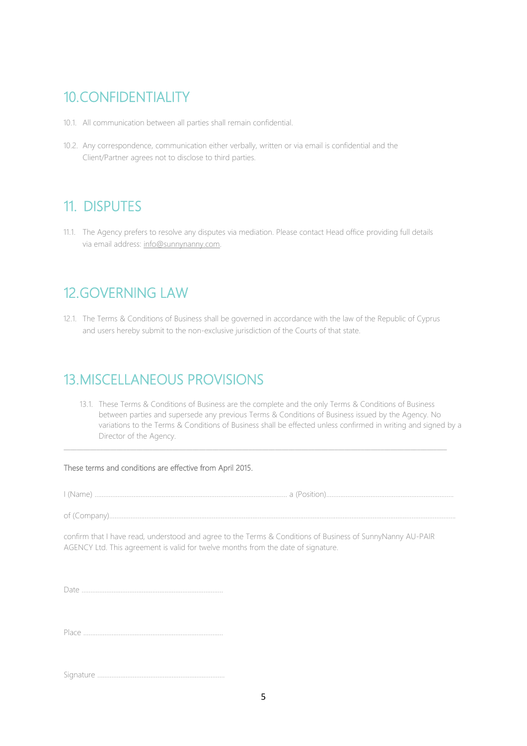## 10. CONFIDENTIALITY

10.1. All communication between all parties shall remain confidential.

10.2. Any correspondence, communication either verbally, written or via email is confidential and the Client/Partner agrees not to disclose to third parties.

## 11. DISPUTES

11.1. The Agency prefers to resolve any disputes via mediation. Please contact Head office providing full details via email address: info@sunnynanny.com.

## 12. GOVERNING LAW

12.1. The Terms & Conditions of Business shall be governed in accordance with the law of the Republic of Cyprus and users hereby submit to the non-exclusive jurisdiction of the Courts of that state.

## 13. MISCELLANEOUS PROVISIONS

13.1. These Terms & Conditions of Business are the complete and the only Terms & Conditions of Business between parties and supersede any previous Terms & Conditions of Business issued by the Agency. No variations to the Terms & Conditions of Business shall be effected unless confirmed in writing and signed by a Director of the Agency.

---

These terms and conditions are effective from April 2015.

I (Name) ........................................................................................................ a (Position)......................................................................

of (Company)..........................................................................................................................................................................................

confirm that I have read, understood and agree to the Terms & Conditions of Business of SunnyNanny AU-PAIR AGENCY Ltd. This agreement is valid for twelve months from the date of signature.

Date ...............................................................................

Place ..............................................................................

Signature .......................................................................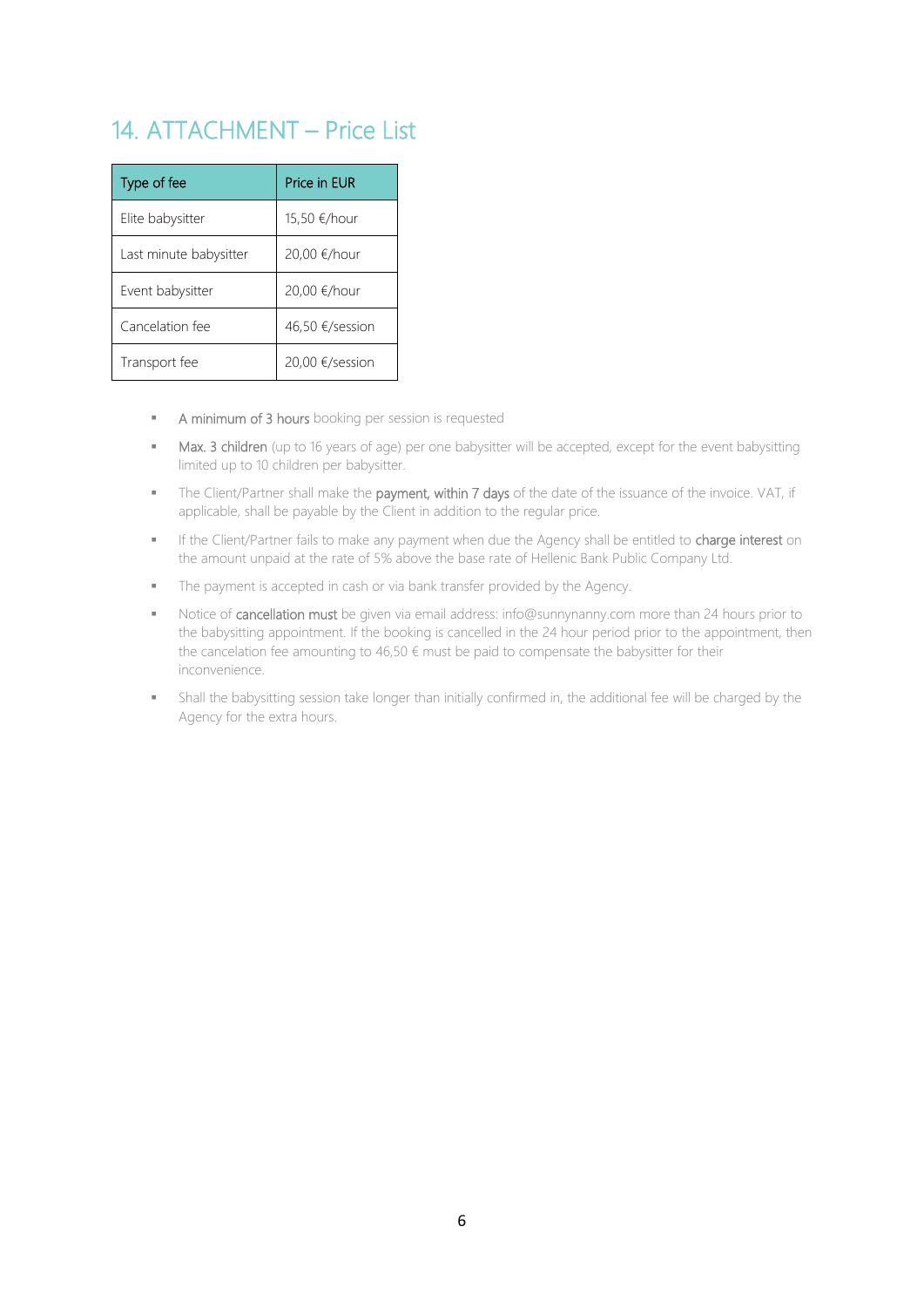## 14. ATTACHMENT – Price List

| Type of fee | Price in EUR |
| --- | --- |
| Elite babysitter | 15,50 €/hour |
| Last minute babysitter | 20,00 €/hour |
| Event babysitter | 20,00 €/hour |
| Cancelation fee | 46,50 €/session |
| Transport fee | 20,00 €/session |

- **A minimum of 3 hours** booking per session is requested
- **Max. 3 children** (up to 16 years of age) per one babysitter will be accepted, except for the event babysitting limited up to 10 children per babysitter.
- The Client/Partner shall make the **payment, within 7 days** of the date of the issuance of the invoice. VAT, if applicable, shall be payable by the Client in addition to the regular price.
- If the Client/Partner fails to make any payment when due the Agency shall be entitled to **charge interest** on the amount unpaid at the rate of 5% above the base rate of Hellenic Bank Public Company Ltd.
- The payment is accepted in cash or via bank transfer provided by the Agency.
- Notice of **cancellation must** be given via email address: info@sunnynanny.com more than 24 hours prior to the babysitting appointment. If the booking is cancelled in the 24 hour period prior to the appointment, then the cancelation fee amounting to 46,50 € must be paid to compensate the babysitter for their inconvenience.
- Shall the babysitting session take longer than initially confirmed in, the additional fee will be charged by the Agency for the extra hours.